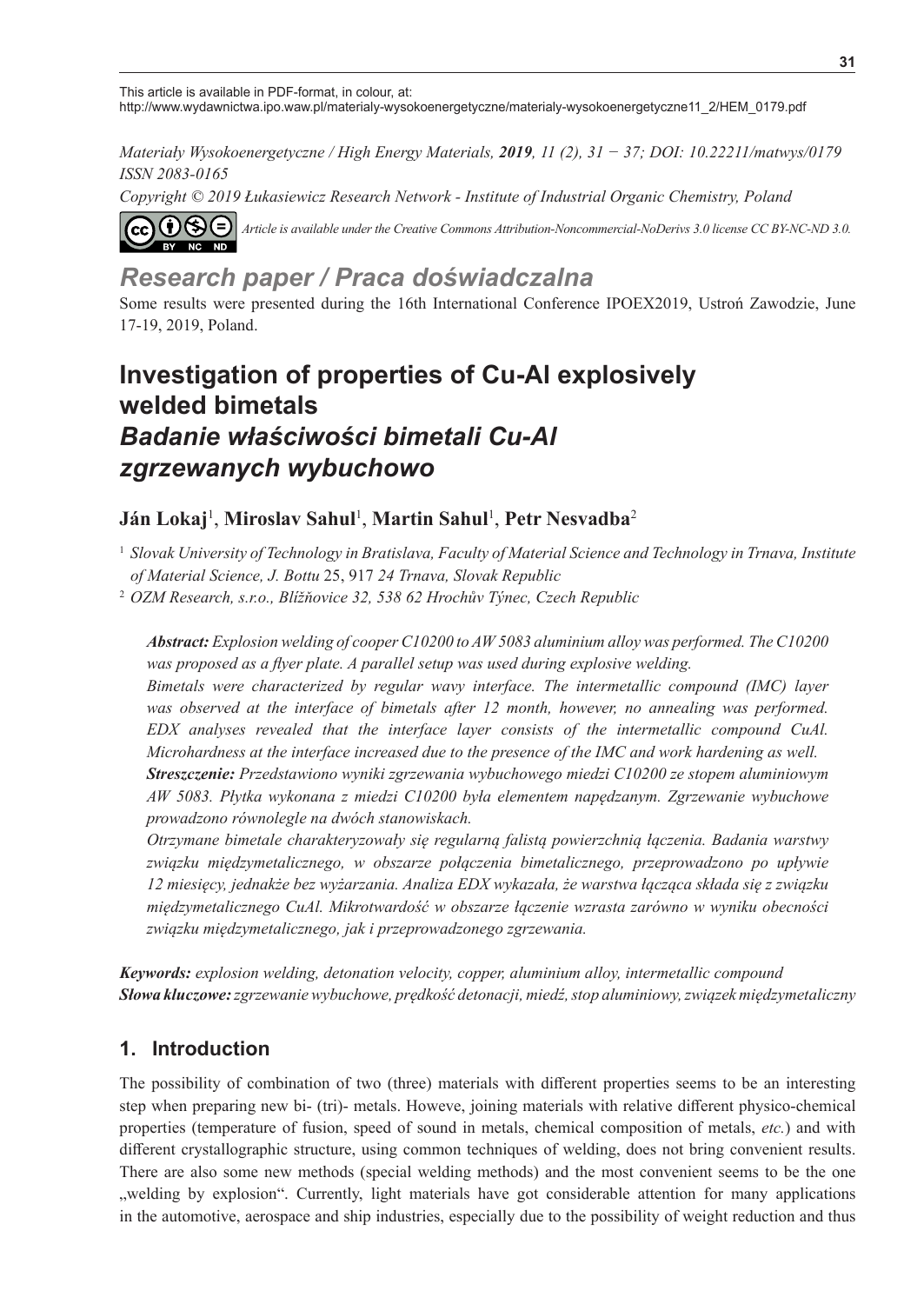This article is available in PDF-format, in colour, at:
http://www.wydawnictwa.ipo.waw.pl/materialy-wysokoenergetyczne/materialy-wysokoenergetyczne11_2/HEM_0179.pdf

*Materiały Wysokoenergetyczne / High Energy Materials, **2019**, 11 (2), 31 − 37; DOI: 10.22211/matwys/0179*
*ISSN 2083-0165*
*Copyright © 2019 Łukasiewicz Research Network - Institute of Industrial Organic Chemistry, Poland*

*Article is available under the Creative Commons Attribution-Noncommercial-NoDerivs 3.0 license CC BY-NC-ND 3.0.*

## *Research paper / Praca doświadczalna*

Some results were presented during the 16th International Conference IPOEX2019, Ustroń Zawodzie, June 17-19, 2019, Poland.

# Investigation of properties of Cu-Al explosively welded bimetals
# *Badanie właściwości bimetali Cu-Al zgrzewanych wybuchowo*

**Ján Lokaj**[1], **Miroslav Sahul**[1], **Martin Sahul**[1], **Petr Nesvadba**[2]

[1] *Slovak University of Technology in Bratislava, Faculty of Material Science and Technology in Trnava, Institute of Material Science, J. Bottu* 25, 917 *24 Trnava, Slovak Republic*

[2] *OZM Research, s.r.o., Blížňovice 32, 538 62 Hrochův Týnec, Czech Republic*

***Abstract:*** *Explosion welding of cooper C10200 to AW 5083 aluminium alloy was performed. The C10200 was proposed as a flyer plate. A parallel setup was used during explosive welding.*
*Bimetals were characterized by regular wavy interface. The intermetallic compound (IMC) layer was observed at the interface of bimetals after 12 month, however, no annealing was performed. EDX analyses revealed that the interface layer consists of the intermetallic compound CuAl. Microhardness at the interface increased due to the presence of the IMC and work hardening as well.*

***Streszczenie:*** *Przedstawiono wyniki zgrzewania wybuchowego miedzi C10200 ze stopem aluminiowym AW 5083. Płytka wykonana z miedzi C10200 była elementem napędzanym. Zgrzewanie wybuchowe prowadzono równolegle na dwóch stanowiskach.*
*Otrzymane bimetale charakteryzowały się regularną falistą powierzchnią łączenia. Badania warstwy związku międzymetalicznego, w obszarze połączenia bimetalicznego, przeprowadzono po upływie 12 miesięcy, jednakże bez wyżarzania. Analiza EDX wykazała, że warstwa łącząca składa się z związku międzymetalicznego CuAl. Mikrotwardość w obszarze łączenie wzrasta zarówno w wyniku obecności związku międzymetalicznego, jak i przeprowadzonego zgrzewania.*

***Keywords:*** *explosion welding, detonation velocity, copper, aluminium alloy, intermetallic compound*
***Słowa kluczowe:*** *zgrzewanie wybuchowe, prędkość detonacji, miedź, stop aluminiowy, związek międzymetaliczny*

## 1. Introduction

The possibility of combination of two (three) materials with different properties seems to be an interesting step when preparing new bi- (tri)- metals. Howeve, joining materials with relative different physico-chemical properties (temperature of fusion, speed of sound in metals, chemical composition of metals, *etc.*) and with different crystallographic structure, using common techniques of welding, does not bring convenient results. There are also some new methods (special welding methods) and the most convenient seems to be the one „welding by explosion“. Currently, light materials have got considerable attention for many applications in the automotive, aerospace and ship industries, especially due to the possibility of weight reduction and thus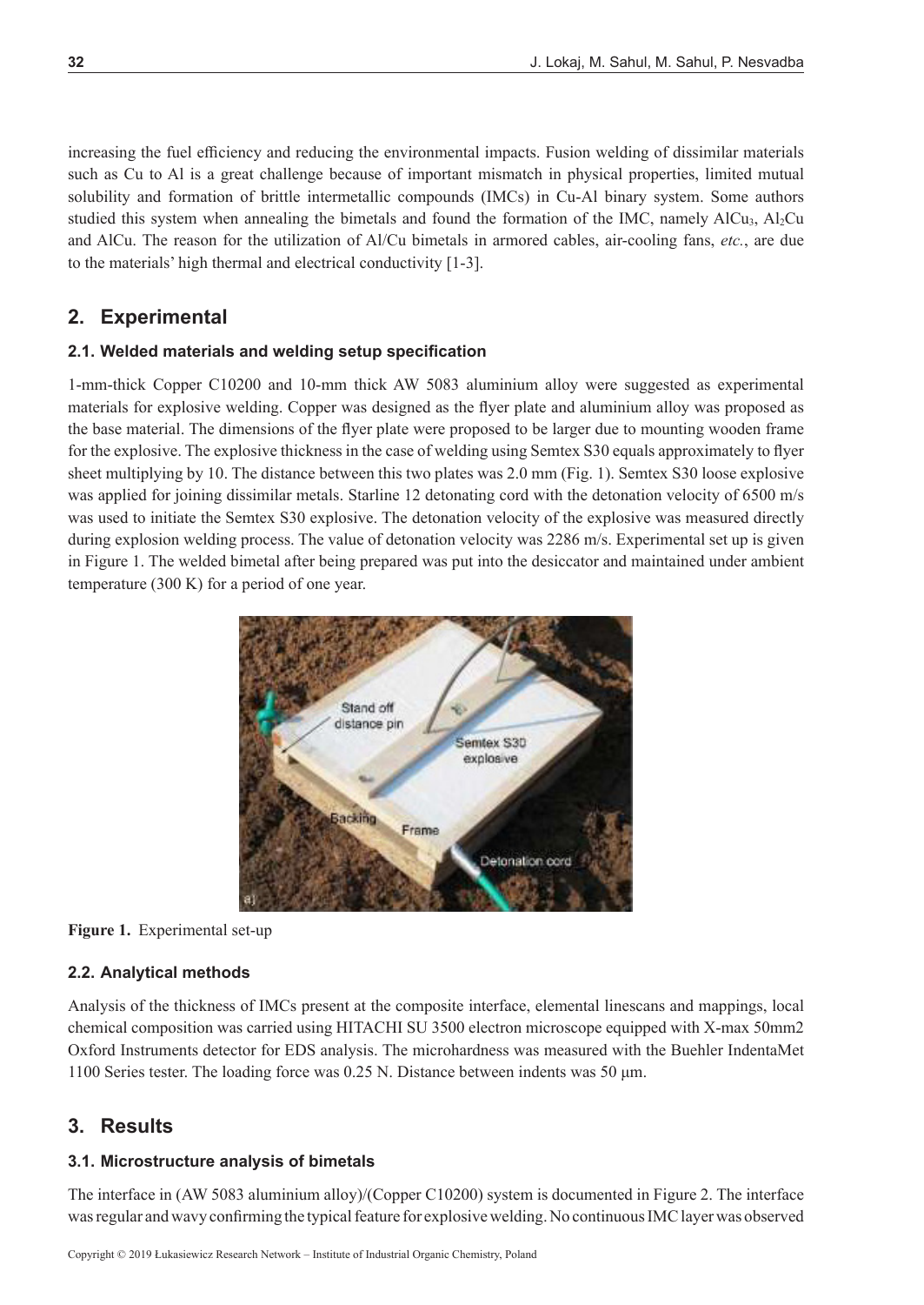increasing the fuel efficiency and reducing the environmental impacts. Fusion welding of dissimilar materials such as Cu to Al is a great challenge because of important mismatch in physical properties, limited mutual solubility and formation of brittle intermetallic compounds (IMCs) in Cu-Al binary system. Some authors studied this system when annealing the bimetals and found the formation of the IMC, namely $AlCu_3$, $Al_2Cu$ and AlCu. The reason for the utilization of Al/Cu bimetals in armored cables, air-cooling fans, *etc.*, are due to the materials' high thermal and electrical conductivity [1-3].

## 2. Experimental

### 2.1. Welded materials and welding setup specification

1-mm-thick Copper C10200 and 10-mm thick AW 5083 aluminium alloy were suggested as experimental materials for explosive welding. Copper was designed as the flyer plate and aluminium alloy was proposed as the base material. The dimensions of the flyer plate were proposed to be larger due to mounting wooden frame for the explosive. The explosive thickness in the case of welding using Semtex S30 equals approximately to flyer sheet multiplying by 10. The distance between this two plates was 2.0 mm (Fig. 1). Semtex S30 loose explosive was applied for joining dissimilar metals. Starline 12 detonating cord with the detonation velocity of 6500 m/s was used to initiate the Semtex S30 explosive. The detonation velocity of the explosive was measured directly during explosion welding process. The value of detonation velocity was 2286 m/s. Experimental set up is given in Figure 1. The welded bimetal after being prepared was put into the desiccator and maintained under ambient temperature (300 K) for a period of one year.

**Figure 1.** Experimental set-up

### 2.2. Analytical methods

Analysis of the thickness of IMCs present at the composite interface, elemental linescans and mappings, local chemical composition was carried using HITACHI SU 3500 electron microscope equipped with X-max 50mm2 Oxford Instruments detector for EDS analysis. The microhardness was measured with the Buehler IndentaMet 1100 Series tester. The loading force was 0.25 N. Distance between indents was 50 μm.

## 3. Results

### 3.1. Microstructure analysis of bimetals

The interface in (AW 5083 aluminium alloy)/(Copper C10200) system is documented in Figure 2. The interface was regular and wavy confirming the typical feature for explosive welding. No continuous IMC layer was observed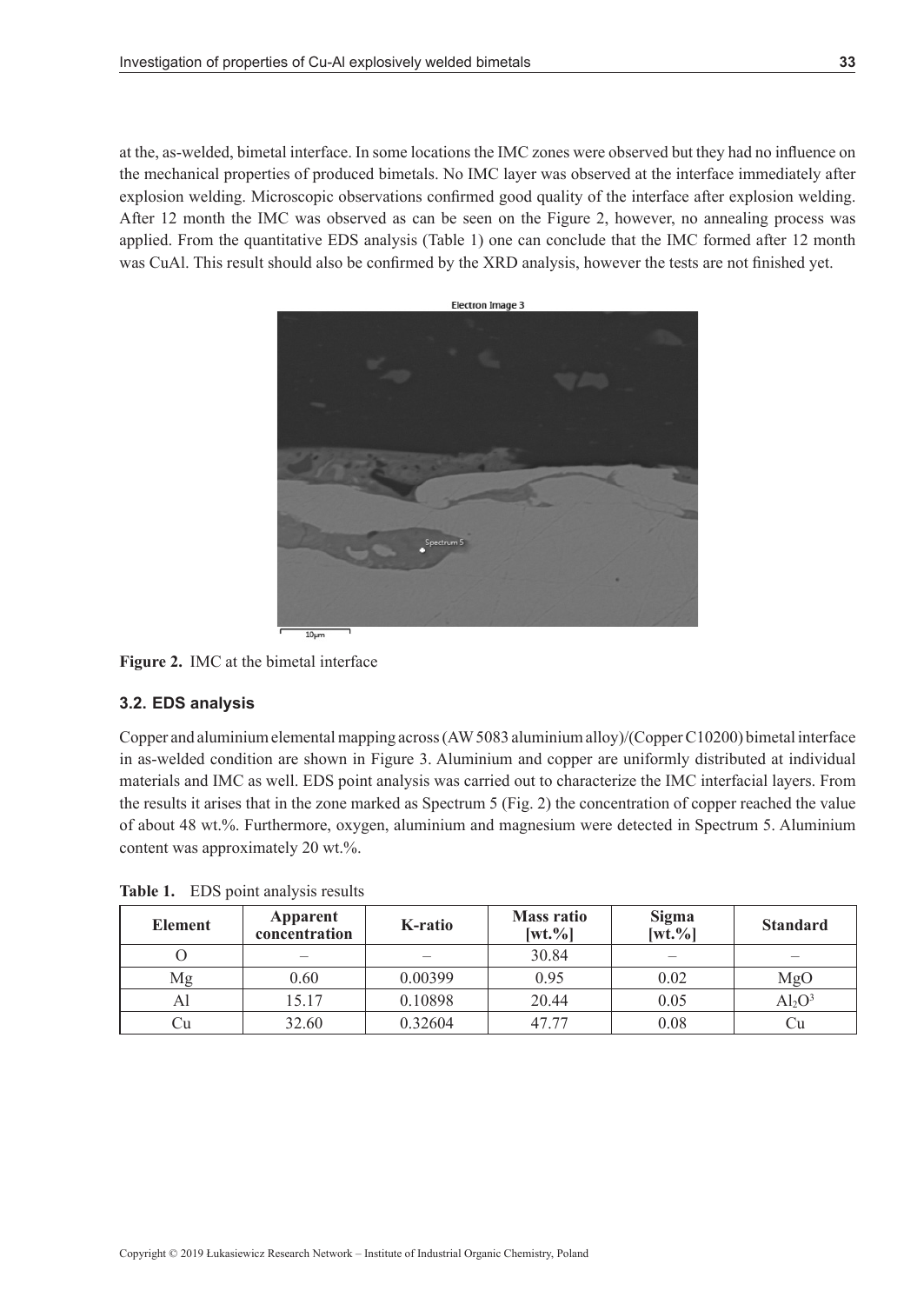at the, as-welded, bimetal interface. In some locations the IMC zones were observed but they had no influence on the mechanical properties of produced bimetals. No IMC layer was observed at the interface immediately after explosion welding. Microscopic observations confirmed good quality of the interface after explosion welding. After 12 month the IMC was observed as can be seen on the Figure 2, however, no annealing process was applied. From the quantitative EDS analysis (Table 1) one can conclude that the IMC formed after 12 month was CuAl. This result should also be confirmed by the XRD analysis, however the tests are not finished yet.

**Figure 2.** IMC at the bimetal interface

### 3.2. EDS analysis

Copper and aluminium elemental mapping across (AW 5083 aluminium alloy)/(Copper C10200) bimetal interface in as-welded condition are shown in Figure 3. Aluminium and copper are uniformly distributed at individual materials and IMC as well. EDS point analysis was carried out to characterize the IMC interfacial layers. From the results it arises that in the zone marked as Spectrum 5 (Fig. 2) the concentration of copper reached the value of about 48 wt.%. Furthermore, oxygen, aluminium and magnesium were detected in Spectrum 5. Aluminium content was approximately 20 wt.%.

**Table 1.** EDS point analysis results

| Element | Apparent concentration | K-ratio | Mass ratio [wt.%] | Sigma [wt.%] | Standard |
|---|---|---|---|---|---|
| O | – | – | 30.84 | – | – |
| Mg | 0.60 | 0.00399 | 0.95 | 0.02 | MgO |
| Al | 15.17 | 0.10898 | 20.44 | 0.05 | $Al_2O^3$ |
| Cu | 32.60 | 0.32604 | 47.77 | 0.08 | Cu |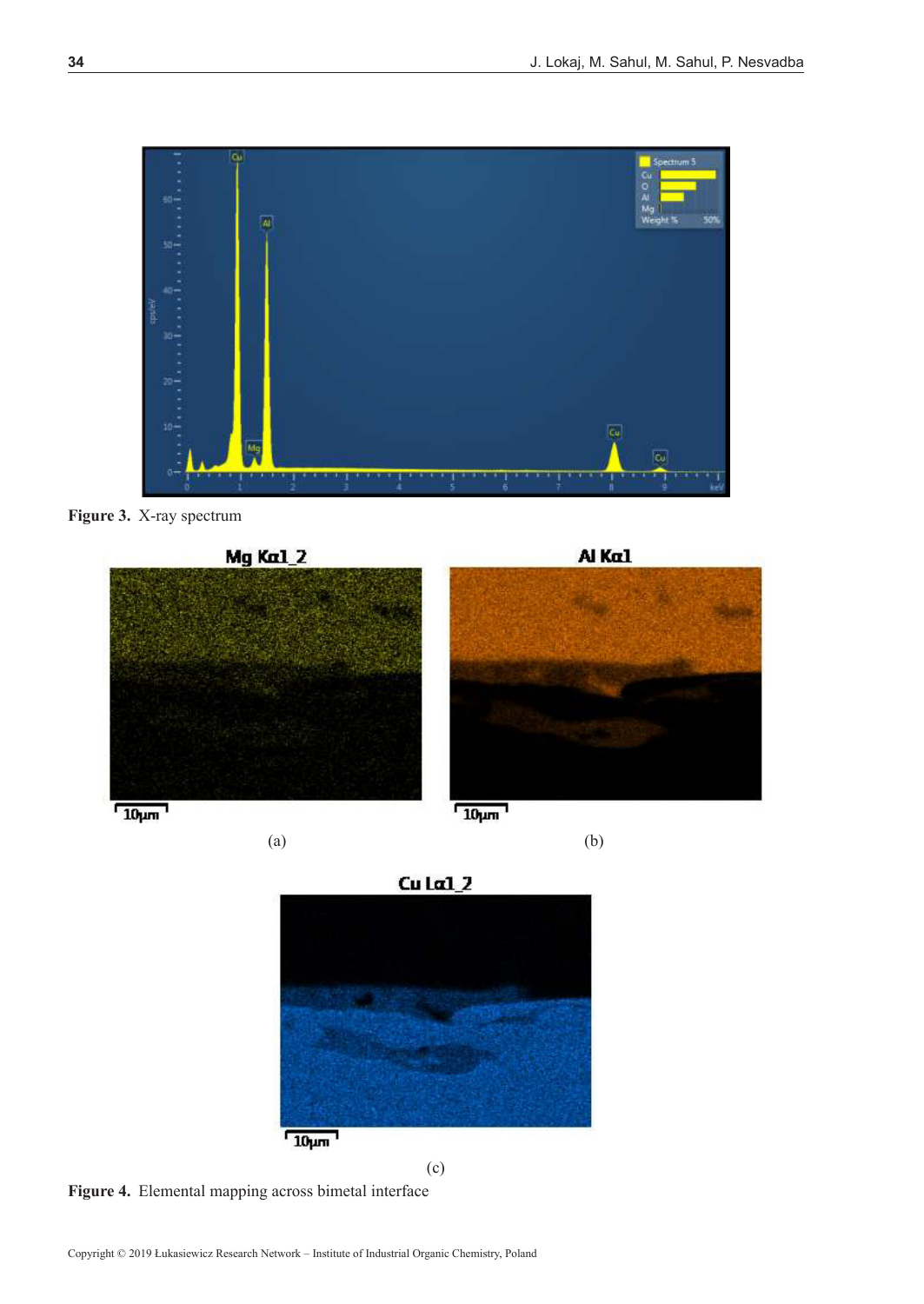**Figure 3.** X-ray spectrum

(a)

(b)

(c)

**Figure 4.** Elemental mapping across bimetal interface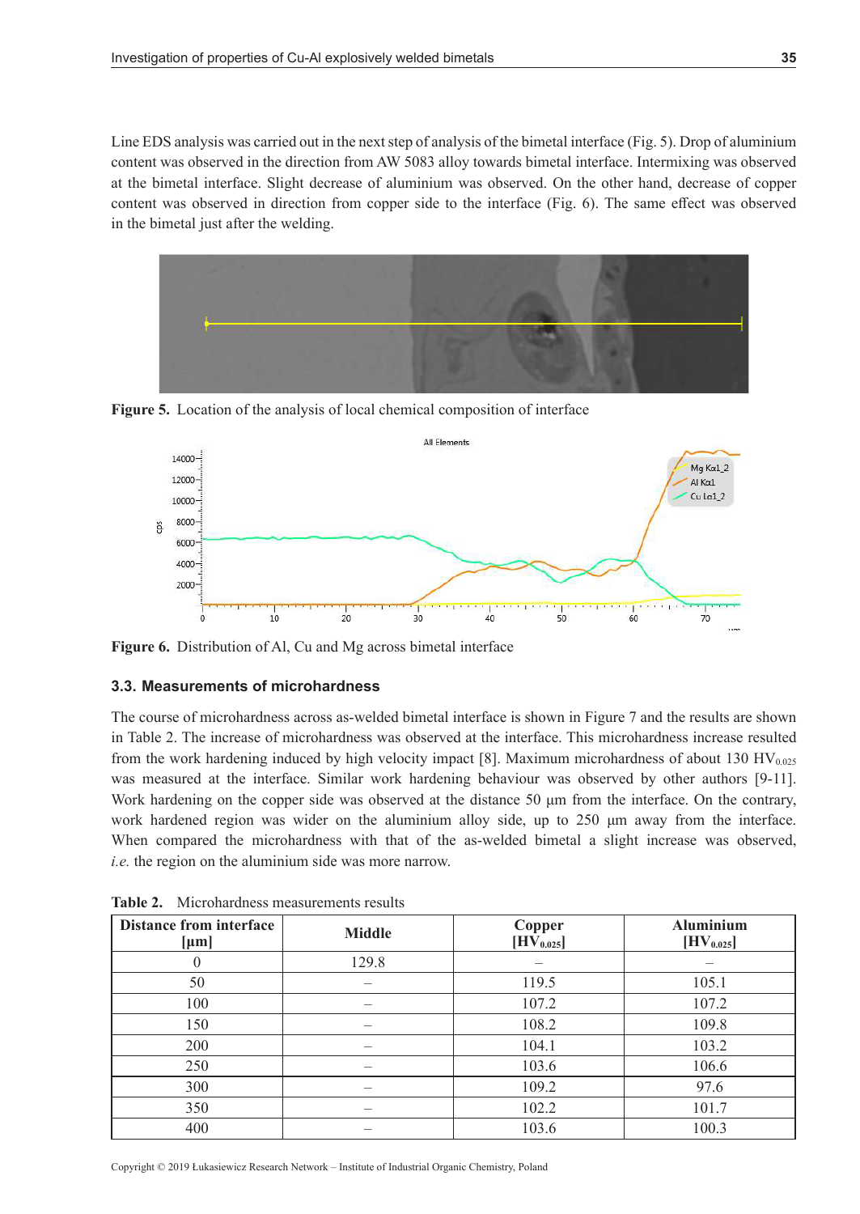Line EDS analysis was carried out in the next step of analysis of the bimetal interface (Fig. 5). Drop of aluminium content was observed in the direction from AW 5083 alloy towards bimetal interface. Intermixing was observed at the bimetal interface. Slight decrease of aluminium was observed. On the other hand, decrease of copper content was observed in direction from copper side to the interface (Fig. 6). The same effect was observed in the bimetal just after the welding.

**Figure 5.** Location of the analysis of local chemical composition of interface

**Figure 6.** Distribution of Al, Cu and Mg across bimetal interface

### 3.3. Measurements of microhardness

The course of microhardness across as-welded bimetal interface is shown in Figure 7 and the results are shown in Table 2. The increase of microhardness was observed at the interface. This microhardness increase resulted from the work hardening induced by high velocity impact [8]. Maximum microhardness of about 130 $HV_{0.025}$ was measured at the interface. Similar work hardening behaviour was observed by other authors [9-11]. Work hardening on the copper side was observed at the distance 50 μm from the interface. On the contrary, work hardened region was wider on the aluminium alloy side, up to 250 μm away from the interface. When compared the microhardness with that of the as-welded bimetal a slight increase was observed, *i.e.* the region on the aluminium side was more narrow.

**Table 2.** Microhardness measurements results

| Distance from interface [μm] | Middle | Copper [$HV_{0.025}$] | Aluminium [$HV_{0.025}$] |
|---|---|---|---|
| 0 | 129.8 | – | – |
| 50 | – | 119.5 | 105.1 |
| 100 | – | 107.2 | 107.2 |
| 150 | – | 108.2 | 109.8 |
| 200 | – | 104.1 | 103.2 |
| 250 | – | 103.6 | 106.6 |
| 300 | – | 109.2 | 97.6 |
| 350 | – | 102.2 | 101.7 |
| 400 | – | 103.6 | 100.3 |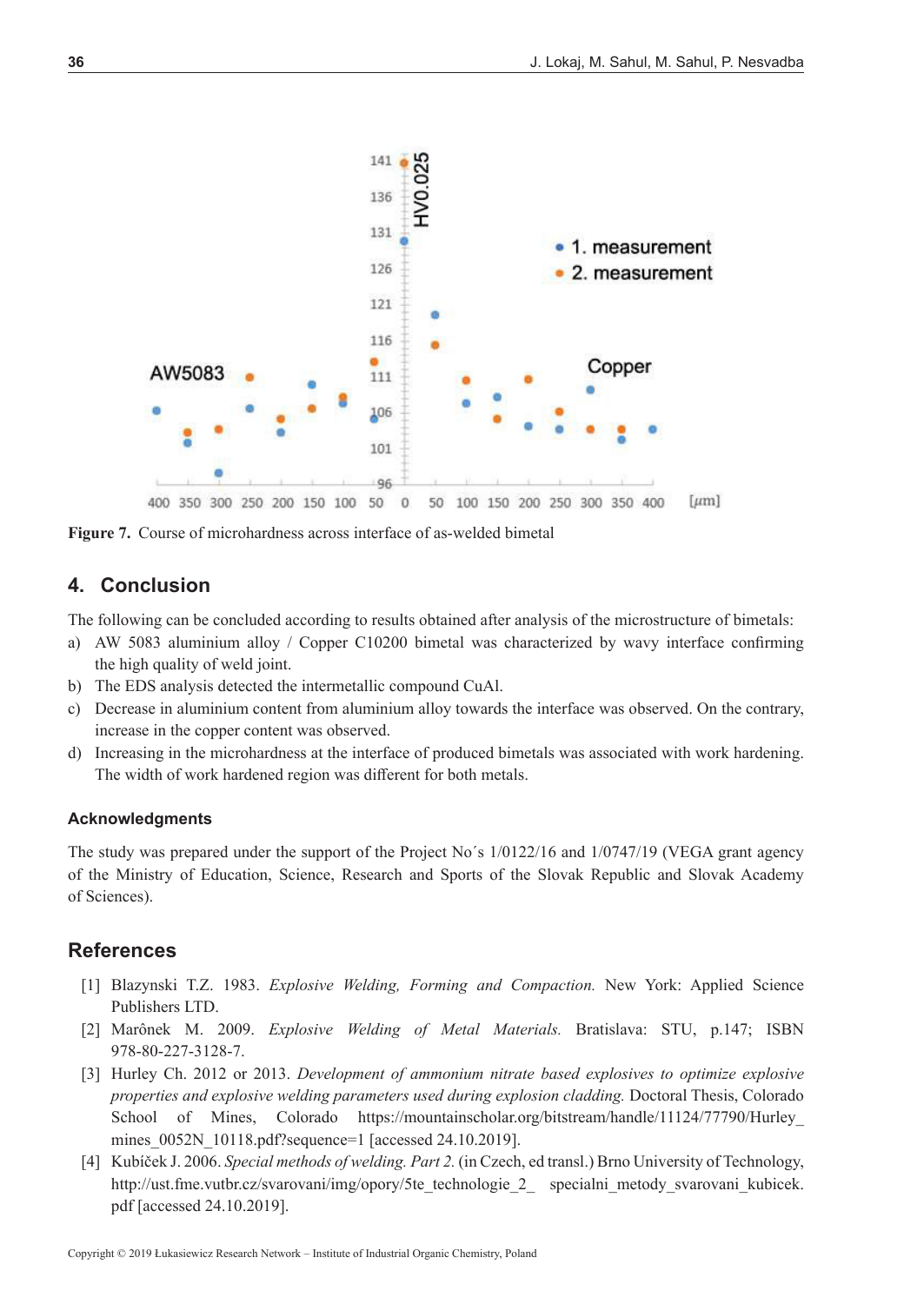Figure 7. Course of microhardness across interface of as-welded bimetal

## 4. Conclusion

The following can be concluded according to results obtained after analysis of the microstructure of bimetals:

a) AW 5083 aluminium alloy / Copper C10200 bimetal was characterized by wavy interface confirming the high quality of weld joint.
b) The EDS analysis detected the intermetallic compound CuAl.
c) Decrease in aluminium content from aluminium alloy towards the interface was observed. On the contrary, increase in the copper content was observed.
d) Increasing in the microhardness at the interface of produced bimetals was associated with work hardening. The width of work hardened region was different for both metals.

### Acknowledgments

The study was prepared under the support of the Project No´s 1/0122/16 and 1/0747/19 (VEGA grant agency of the Ministry of Education, Science, Research and Sports of the Slovak Republic and Slovak Academy of Sciences).

## References

[1] Blazynski T.Z. 1983. *Explosive Welding, Forming and Compaction.* New York: Applied Science Publishers LTD.

[2] Marônek M. 2009. *Explosive Welding of Metal Materials.* Bratislava: STU, p.147; ISBN 978-80-227-3128-7.

[3] Hurley Ch. 2012 or 2013. *Development of ammonium nitrate based explosives to optimize explosive properties and explosive welding parameters used during explosion cladding.* Doctoral Thesis, Colorado School of Mines, Colorado https://mountainscholar.org/bitstream/handle/11124/77790/Hurley_mines_0052N_10118.pdf?sequence=1 [accessed 24.10.2019].

[4] Kubíček J. 2006. *Special methods of welding. Part 2.* (in Czech, ed transl.) Brno University of Technology, http://ust.fme.vutbr.cz/svarovani/img/opory/5te_technologie_2_ specialni_metody_svarovani_kubicek.pdf [accessed 24.10.2019].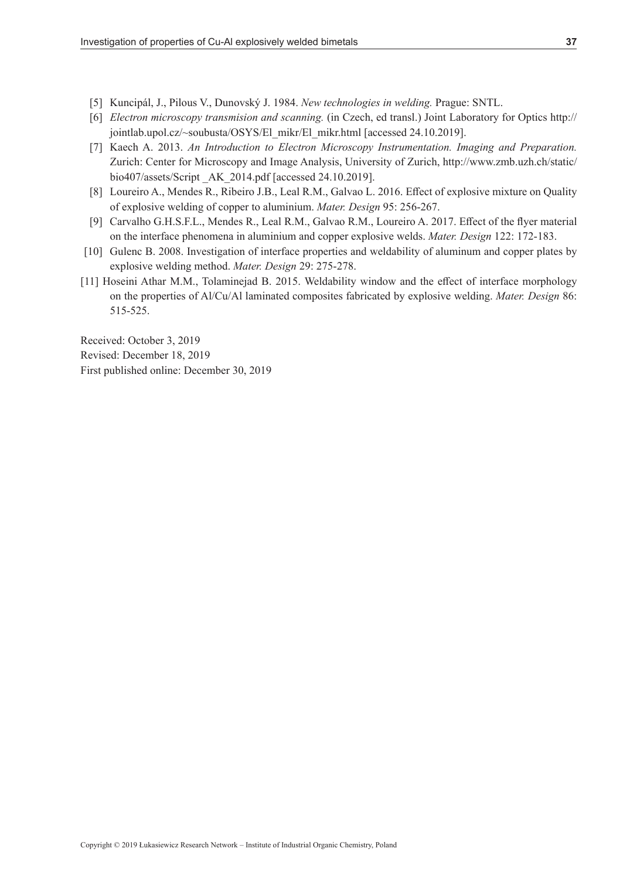[5] Kuncipál, J., Pilous V., Dunovský J. 1984. *New technologies in welding.* Prague: SNTL.

[6] *Electron microscopy transmision and scanning.* (in Czech, ed transl.) Joint Laboratory for Optics http://jointlab.upol.cz/~soubusta/OSYS/El_mikr/El_mikr.html [accessed 24.10.2019].

[7] Kaech A. 2013. *An Introduction to Electron Microscopy Instrumentation. Imaging and Preparation.* Zurich: Center for Microscopy and Image Analysis, University of Zurich, http://www.zmb.uzh.ch/static/bio407/assets/Script _AK_2014.pdf [accessed 24.10.2019].

[8] Loureiro A., Mendes R., Ribeiro J.B., Leal R.M., Galvao L. 2016. Effect of explosive mixture on Quality of explosive welding of copper to aluminium. *Mater. Design* 95: 256-267.

[9] Carvalho G.H.S.F.L., Mendes R., Leal R.M., Galvao R.M., Loureiro A. 2017. Effect of the flyer material on the interface phenomena in aluminium and copper explosive welds. *Mater. Design* 122: 172-183.

[10] Gulenc B. 2008. Investigation of interface properties and weldability of aluminum and copper plates by explosive welding method. *Mater. Design* 29: 275-278.

[11] Hoseini Athar M.M., Tolaminejad B. 2015. Weldability window and the effect of interface morphology on the properties of Al/Cu/Al laminated composites fabricated by explosive welding. *Mater. Design* 86: 515-525.

Received: October 3, 2019
Revised: December 18, 2019
First published online: December 30, 2019